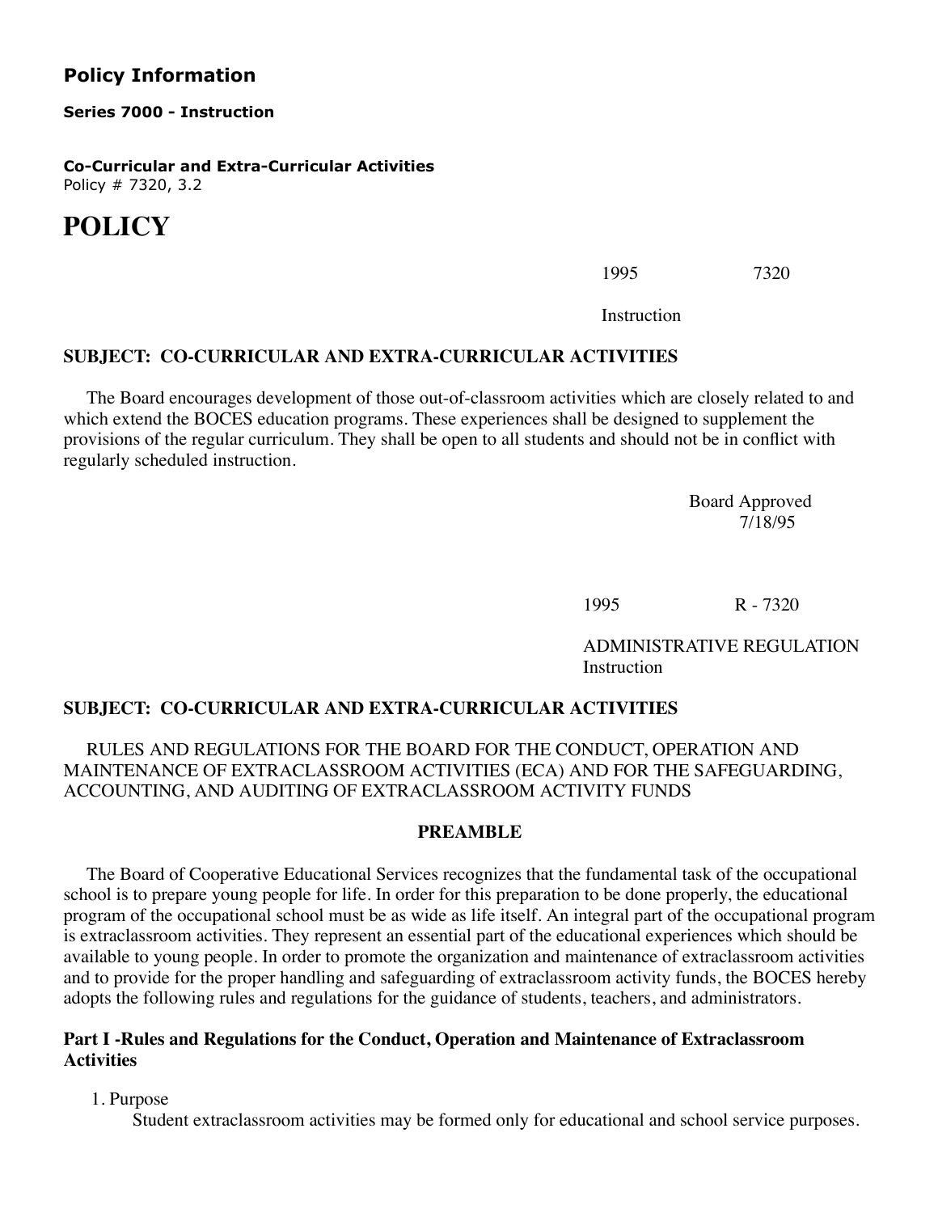## Policy Information

**Series 7000 - Instruction**

**Co-Curricular and Extra-Curricular Activities**
Policy # 7320, 3.2

# POLICY

1995 7320

Instruction

**SUBJECT: CO-CURRICULAR AND EXTRA-CURRICULAR ACTIVITIES**

The Board encourages development of those out-of-classroom activities which are closely related to and which extend the BOCES education programs. These experiences shall be designed to supplement the provisions of the regular curriculum. They shall be open to all students and should not be in conflict with regularly scheduled instruction.

Board Approved
7/18/95

1995 R - 7320

ADMINISTRATIVE REGULATION
Instruction

**SUBJECT: CO-CURRICULAR AND EXTRA-CURRICULAR ACTIVITIES**

RULES AND REGULATIONS FOR THE BOARD FOR THE CONDUCT, OPERATION AND MAINTENANCE OF EXTRACLASSROOM ACTIVITIES (ECA) AND FOR THE SAFEGUARDING, ACCOUNTING, AND AUDITING OF EXTRACLASSROOM ACTIVITY FUNDS

**PREAMBLE**

The Board of Cooperative Educational Services recognizes that the fundamental task of the occupational school is to prepare young people for life. In order for this preparation to be done properly, the educational program of the occupational school must be as wide as life itself. An integral part of the occupational program is extraclassroom activities. They represent an essential part of the educational experiences which should be available to young people. In order to promote the organization and maintenance of extraclassroom activities and to provide for the proper handling and safeguarding of extraclassroom activity funds, the BOCES hereby adopts the following rules and regulations for the guidance of students, teachers, and administrators.

**Part I -Rules and Regulations for the Conduct, Operation and Maintenance of Extraclassroom Activities**

1. Purpose
   Student extraclassroom activities may be formed only for educational and school service purposes.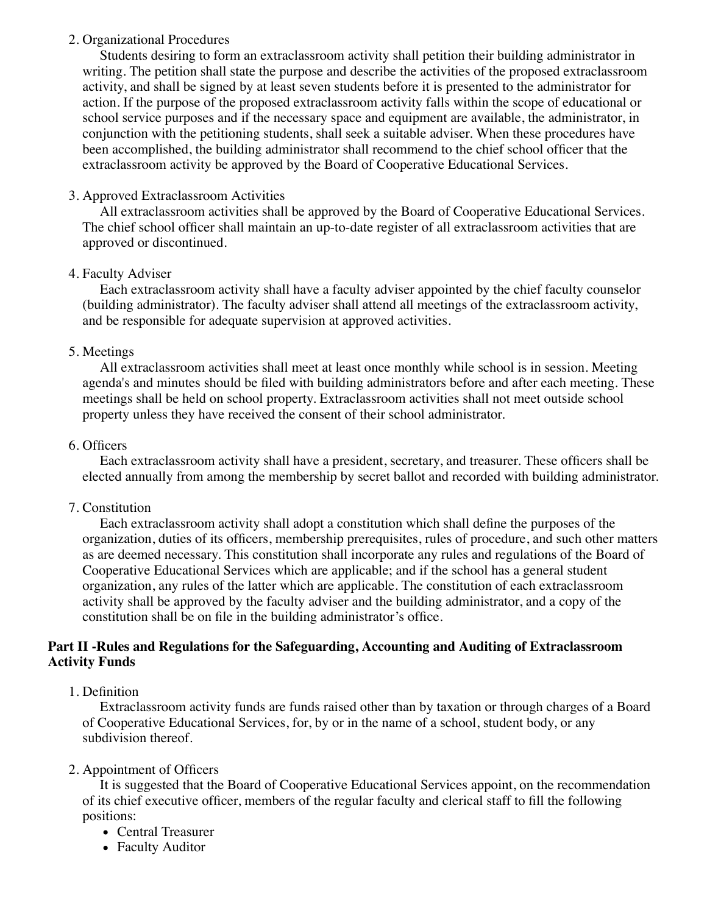2. Organizational Procedures

   Students desiring to form an extraclassroom activity shall petition their building administrator in writing. The petition shall state the purpose and describe the activities of the proposed extraclassroom activity, and shall be signed by at least seven students before it is presented to the administrator for action. If the purpose of the proposed extraclassroom activity falls within the scope of educational or school service purposes and if the necessary space and equipment are available, the administrator, in conjunction with the petitioning students, shall seek a suitable adviser. When these procedures have been accomplished, the building administrator shall recommend to the chief school officer that the extraclassroom activity be approved by the Board of Cooperative Educational Services.

3. Approved Extraclassroom Activities

   All extraclassroom activities shall be approved by the Board of Cooperative Educational Services. The chief school officer shall maintain an up-to-date register of all extraclassroom activities that are approved or discontinued.

4. Faculty Adviser

   Each extraclassroom activity shall have a faculty adviser appointed by the chief faculty counselor (building administrator). The faculty adviser shall attend all meetings of the extraclassroom activity, and be responsible for adequate supervision at approved activities.

5. Meetings

   All extraclassroom activities shall meet at least once monthly while school is in session. Meeting agenda's and minutes should be filed with building administrators before and after each meeting. These meetings shall be held on school property. Extraclassroom activities shall not meet outside school property unless they have received the consent of their school administrator.

6. Officers

   Each extraclassroom activity shall have a president, secretary, and treasurer. These officers shall be elected annually from among the membership by secret ballot and recorded with building administrator.

7. Constitution

   Each extraclassroom activity shall adopt a constitution which shall define the purposes of the organization, duties of its officers, membership prerequisites, rules of procedure, and such other matters as are deemed necessary. This constitution shall incorporate any rules and regulations of the Board of Cooperative Educational Services which are applicable; and if the school has a general student organization, any rules of the latter which are applicable. The constitution of each extraclassroom activity shall be approved by the faculty adviser and the building administrator, and a copy of the constitution shall be on file in the building administrator's office.

**Part II -Rules and Regulations for the Safeguarding, Accounting and Auditing of Extraclassroom Activity Funds**

1. Definition

   Extraclassroom activity funds are funds raised other than by taxation or through charges of a Board of Cooperative Educational Services, for, by or in the name of a school, student body, or any subdivision thereof.

2. Appointment of Officers

   It is suggested that the Board of Cooperative Educational Services appoint, on the recommendation of its chief executive officer, members of the regular faculty and clerical staff to fill the following positions:

   - Central Treasurer
   - Faculty Auditor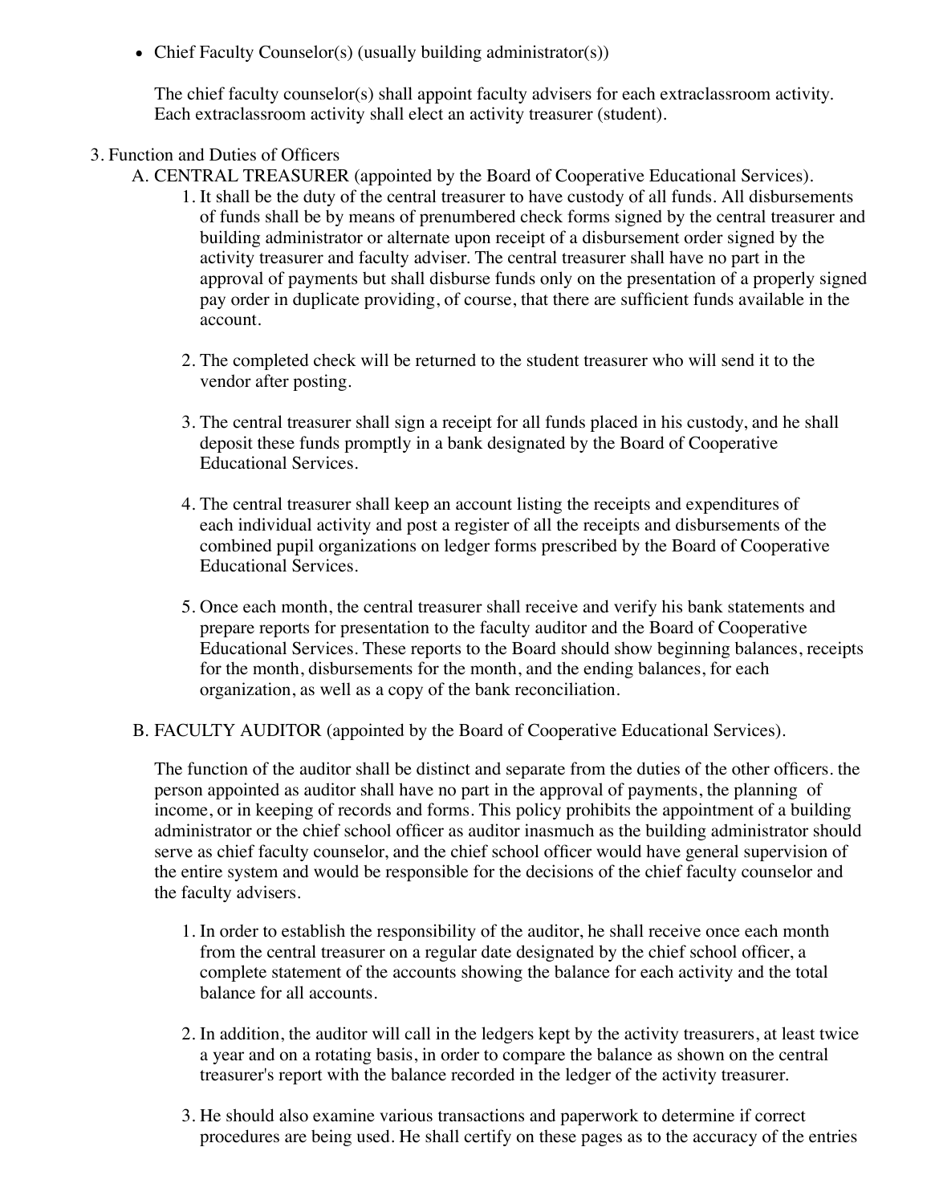- Chief Faculty Counselor(s) (usually building administrator(s))

  The chief faculty counselor(s) shall appoint faculty advisers for each extraclassroom activity. Each extraclassroom activity shall elect an activity treasurer (student).

3. Function and Duties of Officers
   A. CENTRAL TREASURER (appointed by the Board of Cooperative Educational Services).
      1. It shall be the duty of the central treasurer to have custody of all funds. All disbursements of funds shall be by means of prenumbered check forms signed by the central treasurer and building administrator or alternate upon receipt of a disbursement order signed by the activity treasurer and faculty adviser. The central treasurer shall have no part in the approval of payments but shall disburse funds only on the presentation of a properly signed pay order in duplicate providing, of course, that there are sufficient funds available in the account.

      2. The completed check will be returned to the student treasurer who will send it to the vendor after posting.

      3. The central treasurer shall sign a receipt for all funds placed in his custody, and he shall deposit these funds promptly in a bank designated by the Board of Cooperative Educational Services.

      4. The central treasurer shall keep an account listing the receipts and expenditures of each individual activity and post a register of all the receipts and disbursements of the combined pupil organizations on ledger forms prescribed by the Board of Cooperative Educational Services.

      5. Once each month, the central treasurer shall receive and verify his bank statements and prepare reports for presentation to the faculty auditor and the Board of Cooperative Educational Services. These reports to the Board should show beginning balances, receipts for the month, disbursements for the month, and the ending balances, for each organization, as well as a copy of the bank reconciliation.

   B. FACULTY AUDITOR (appointed by the Board of Cooperative Educational Services).

      The function of the auditor shall be distinct and separate from the duties of the other officers. the person appointed as auditor shall have no part in the approval of payments, the planning of income, or in keeping of records and forms. This policy prohibits the appointment of a building administrator or the chief school officer as auditor inasmuch as the building administrator should serve as chief faculty counselor, and the chief school officer would have general supervision of the entire system and would be responsible for the decisions of the chief faculty counselor and the faculty advisers.

      1. In order to establish the responsibility of the auditor, he shall receive once each month from the central treasurer on a regular date designated by the chief school officer, a complete statement of the accounts showing the balance for each activity and the total balance for all accounts.

      2. In addition, the auditor will call in the ledgers kept by the activity treasurers, at least twice a year and on a rotating basis, in order to compare the balance as shown on the central treasurer's report with the balance recorded in the ledger of the activity treasurer.

      3. He should also examine various transactions and paperwork to determine if correct procedures are being used. He shall certify on these pages as to the accuracy of the entries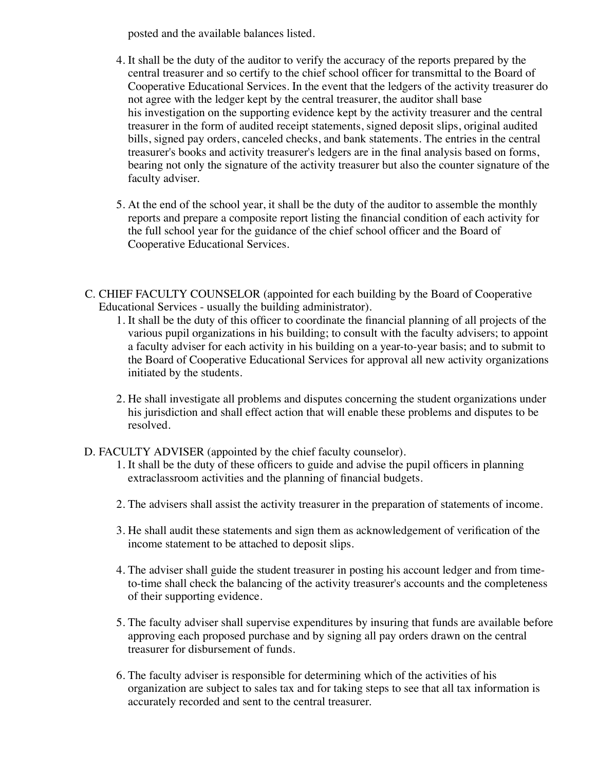posted and the available balances listed.

4. It shall be the duty of the auditor to verify the accuracy of the reports prepared by the central treasurer and so certify to the chief school officer for transmittal to the Board of Cooperative Educational Services. In the event that the ledgers of the activity treasurer do not agree with the ledger kept by the central treasurer, the auditor shall base his investigation on the supporting evidence kept by the activity treasurer and the central treasurer in the form of audited receipt statements, signed deposit slips, original audited bills, signed pay orders, canceled checks, and bank statements. The entries in the central treasurer's books and activity treasurer's ledgers are in the final analysis based on forms, bearing not only the signature of the activity treasurer but also the counter signature of the faculty adviser.

5. At the end of the school year, it shall be the duty of the auditor to assemble the monthly reports and prepare a composite report listing the financial condition of each activity for the full school year for the guidance of the chief school officer and the Board of Cooperative Educational Services.

C. CHIEF FACULTY COUNSELOR (appointed for each building by the Board of Cooperative Educational Services - usually the building administrator).

1. It shall be the duty of this officer to coordinate the financial planning of all projects of the various pupil organizations in his building; to consult with the faculty advisers; to appoint a faculty adviser for each activity in his building on a year-to-year basis; and to submit to the Board of Cooperative Educational Services for approval all new activity organizations initiated by the students.

2. He shall investigate all problems and disputes concerning the student organizations under his jurisdiction and shall effect action that will enable these problems and disputes to be resolved.

D. FACULTY ADVISER (appointed by the chief faculty counselor).

1. It shall be the duty of these officers to guide and advise the pupil officers in planning extraclassroom activities and the planning of financial budgets.

2. The advisers shall assist the activity treasurer in the preparation of statements of income.

3. He shall audit these statements and sign them as acknowledgement of verification of the income statement to be attached to deposit slips.

4. The adviser shall guide the student treasurer in posting his account ledger and from time-to-time shall check the balancing of the activity treasurer's accounts and the completeness of their supporting evidence.

5. The faculty adviser shall supervise expenditures by insuring that funds are available before approving each proposed purchase and by signing all pay orders drawn on the central treasurer for disbursement of funds.

6. The faculty adviser is responsible for determining which of the activities of his organization are subject to sales tax and for taking steps to see that all tax information is accurately recorded and sent to the central treasurer.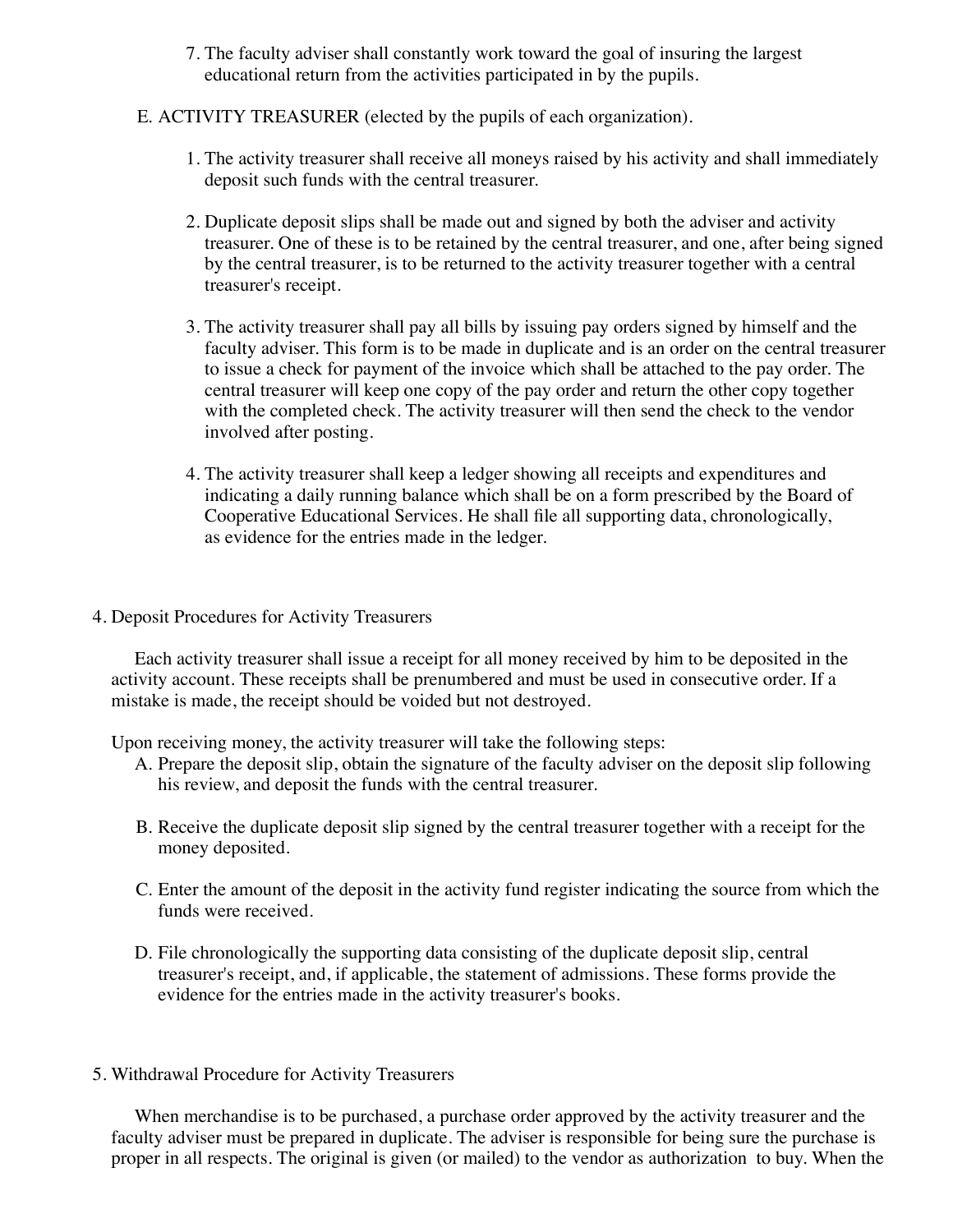7. The faculty adviser shall constantly work toward the goal of insuring the largest educational return from the activities participated in by the pupils.

E. ACTIVITY TREASURER (elected by the pupils of each organization).

1. The activity treasurer shall receive all moneys raised by his activity and shall immediately deposit such funds with the central treasurer.

2. Duplicate deposit slips shall be made out and signed by both the adviser and activity treasurer. One of these is to be retained by the central treasurer, and one, after being signed by the central treasurer, is to be returned to the activity treasurer together with a central treasurer's receipt.

3. The activity treasurer shall pay all bills by issuing pay orders signed by himself and the faculty adviser. This form is to be made in duplicate and is an order on the central treasurer to issue a check for payment of the invoice which shall be attached to the pay order. The central treasurer will keep one copy of the pay order and return the other copy together with the completed check. The activity treasurer will then send the check to the vendor involved after posting.

4. The activity treasurer shall keep a ledger showing all receipts and expenditures and indicating a daily running balance which shall be on a form prescribed by the Board of Cooperative Educational Services. He shall file all supporting data, chronologically, as evidence for the entries made in the ledger.

## 4. Deposit Procedures for Activity Treasurers

Each activity treasurer shall issue a receipt for all money received by him to be deposited in the activity account. These receipts shall be prenumbered and must be used in consecutive order. If a mistake is made, the receipt should be voided but not destroyed.

Upon receiving money, the activity treasurer will take the following steps:

A. Prepare the deposit slip, obtain the signature of the faculty adviser on the deposit slip following his review, and deposit the funds with the central treasurer.

B. Receive the duplicate deposit slip signed by the central treasurer together with a receipt for the money deposited.

C. Enter the amount of the deposit in the activity fund register indicating the source from which the funds were received.

D. File chronologically the supporting data consisting of the duplicate deposit slip, central treasurer's receipt, and, if applicable, the statement of admissions. These forms provide the evidence for the entries made in the activity treasurer's books.

## 5. Withdrawal Procedure for Activity Treasurers

When merchandise is to be purchased, a purchase order approved by the activity treasurer and the faculty adviser must be prepared in duplicate. The adviser is responsible for being sure the purchase is proper in all respects. The original is given (or mailed) to the vendor as authorization to buy. When the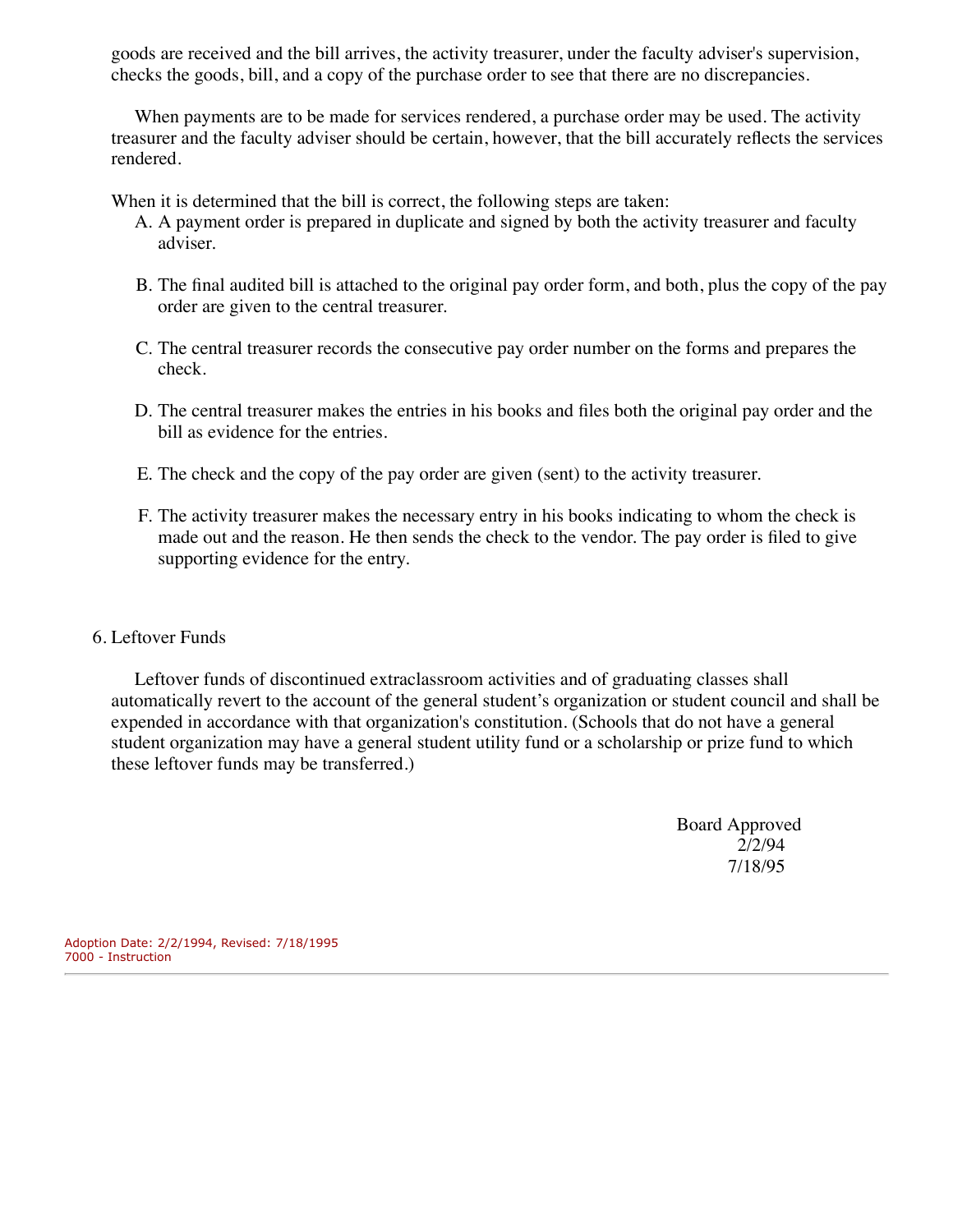goods are received and the bill arrives, the activity treasurer, under the faculty adviser's supervision, checks the goods, bill, and a copy of the purchase order to see that there are no discrepancies.

When payments are to be made for services rendered, a purchase order may be used. The activity treasurer and the faculty adviser should be certain, however, that the bill accurately reflects the services rendered.

When it is determined that the bill is correct, the following steps are taken:

A. A payment order is prepared in duplicate and signed by both the activity treasurer and faculty adviser.

B. The final audited bill is attached to the original pay order form, and both, plus the copy of the pay order are given to the central treasurer.

C. The central treasurer records the consecutive pay order number on the forms and prepares the check.

D. The central treasurer makes the entries in his books and files both the original pay order and the bill as evidence for the entries.

E. The check and the copy of the pay order are given (sent) to the activity treasurer.

F. The activity treasurer makes the necessary entry in his books indicating to whom the check is made out and the reason. He then sends the check to the vendor. The pay order is filed to give supporting evidence for the entry.

6. Leftover Funds

Leftover funds of discontinued extraclassroom activities and of graduating classes shall automatically revert to the account of the general student's organization or student council and shall be expended in accordance with that organization's constitution. (Schools that do not have a general student organization may have a general student utility fund or a scholarship or prize fund to which these leftover funds may be transferred.)

Board Approved
2/2/94
7/18/95

Adoption Date: 2/2/1994, Revised: 7/18/1995
7000 - Instruction